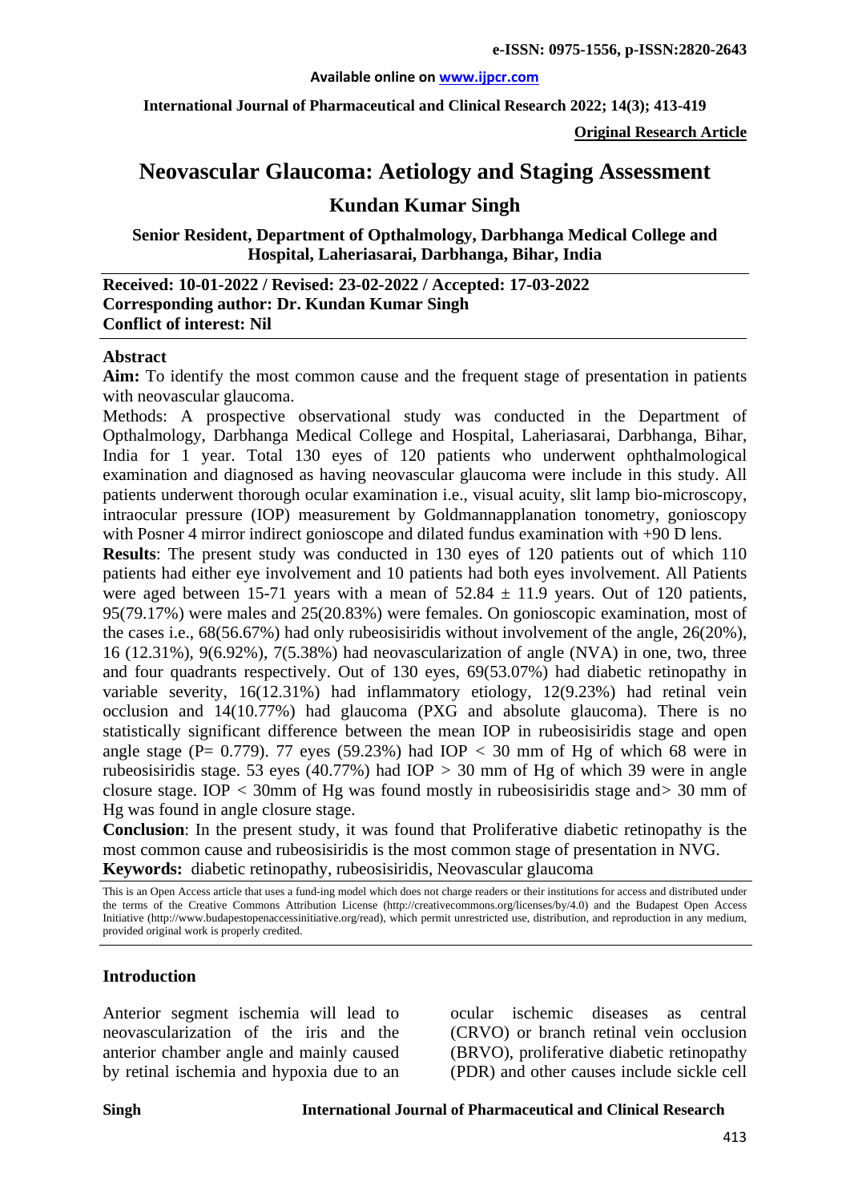**Original Research Article**

# Neovascular Glaucoma: Aetiology and Staging Assessment

## Kundan Kumar Singh

**Senior Resident, Department of Opthalmology, Darbhanga Medical College and Hospital, Laheriasarai, Darbhanga, Bihar, India**

**Received: 10-01-2022 / Revised: 23-02-2022 / Accepted: 17-03-2022**
**Corresponding author: Dr. Kundan Kumar Singh**
**Conflict of interest: Nil**

### Abstract

**Aim:** To identify the most common cause and the frequent stage of presentation in patients with neovascular glaucoma.

Methods: A prospective observational study was conducted in the Department of Opthalmology, Darbhanga Medical College and Hospital, Laheriasarai, Darbhanga, Bihar, India for 1 year. Total 130 eyes of 120 patients who underwent ophthalmological examination and diagnosed as having neovascular glaucoma were include in this study. All patients underwent thorough ocular examination i.e., visual acuity, slit lamp bio-microscopy, intraocular pressure (IOP) measurement by Goldmannapplanation tonometry, gonioscopy with Posner 4 mirror indirect gonioscope and dilated fundus examination with +90 D lens.

**Results**: The present study was conducted in 130 eyes of 120 patients out of which 110 patients had either eye involvement and 10 patients had both eyes involvement. All Patients were aged between 15-71 years with a mean of 52.84 ± 11.9 years. Out of 120 patients, 95(79.17%) were males and 25(20.83%) were females. On gonioscopic examination, most of the cases i.e., 68(56.67%) had only rubeosisiridis without involvement of the angle, 26(20%), 16 (12.31%), 9(6.92%), 7(5.38%) had neovascularization of angle (NVA) in one, two, three and four quadrants respectively. Out of 130 eyes, 69(53.07%) had diabetic retinopathy in variable severity, 16(12.31%) had inflammatory etiology, 12(9.23%) had retinal vein occlusion and 14(10.77%) had glaucoma (PXG and absolute glaucoma). There is no statistically significant difference between the mean IOP in rubeosisiridis stage and open angle stage (P= 0.779). 77 eyes (59.23%) had IOP < 30 mm of Hg of which 68 were in rubeosisiridis stage. 53 eyes (40.77%) had IOP > 30 mm of Hg of which 39 were in angle closure stage. IOP < 30mm of Hg was found mostly in rubeosisiridis stage and> 30 mm of Hg was found in angle closure stage.

**Conclusion**: In the present study, it was found that Proliferative diabetic retinopathy is the most common cause and rubeosisiridis is the most common stage of presentation in NVG.

**Keywords:** diabetic retinopathy, rubeosisiridis, Neovascular glaucoma

This is an Open Access article that uses a fund-ing model which does not charge readers or their institutions for access and distributed under the terms of the Creative Commons Attribution License (http://creativecommons.org/licenses/by/4.0) and the Budapest Open Access Initiative (http://www.budapestopenaccessinitiative.org/read), which permit unrestricted use, distribution, and reproduction in any medium, provided original work is properly credited.

### Introduction

Anterior segment ischemia will lead to neovascularization of the iris and the anterior chamber angle and mainly caused by retinal ischemia and hypoxia due to an ocular ischemic diseases as central (CRVO) or branch retinal vein occlusion (BRVO), proliferative diabetic retinopathy (PDR) and other causes include sickle cell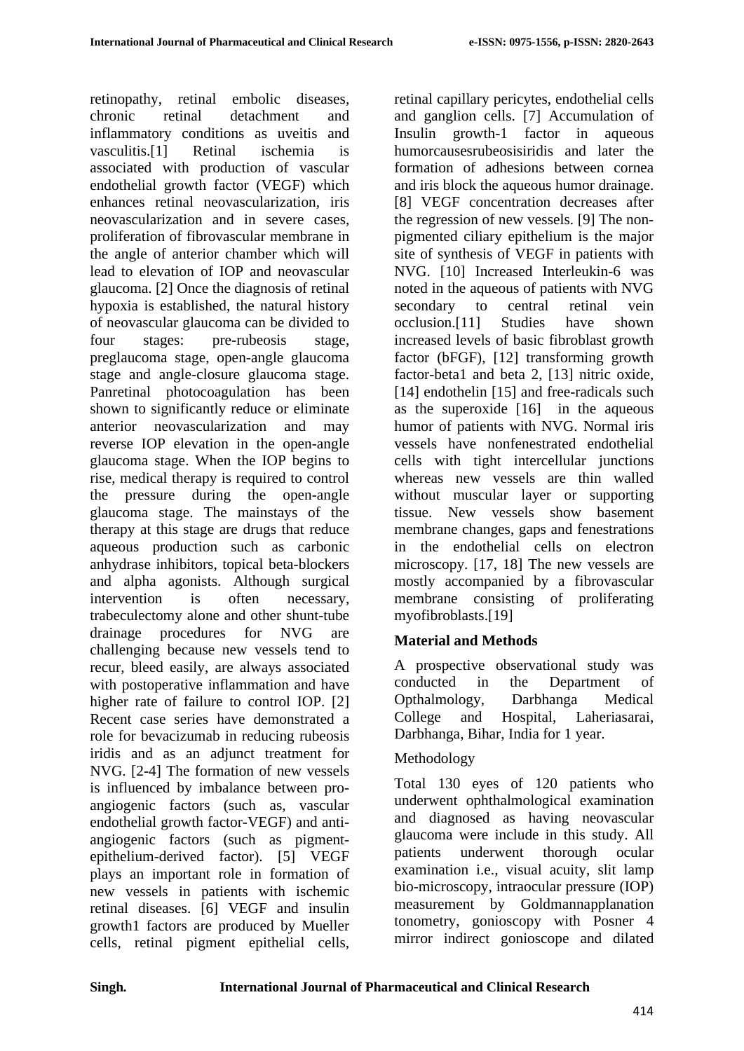retinopathy, retinal embolic diseases, chronic retinal detachment and inflammatory conditions as uveitis and vasculitis.[1] Retinal ischemia is associated with production of vascular endothelial growth factor (VEGF) which enhances retinal neovascularization, iris neovascularization and in severe cases, proliferation of fibrovascular membrane in the angle of anterior chamber which will lead to elevation of IOP and neovascular glaucoma. [2] Once the diagnosis of retinal hypoxia is established, the natural history of neovascular glaucoma can be divided to four stages: pre-rubeosis stage, preglaucoma stage, open-angle glaucoma stage and angle-closure glaucoma stage. Panretinal photocoagulation has been shown to significantly reduce or eliminate anterior neovascularization and may reverse IOP elevation in the open-angle glaucoma stage. When the IOP begins to rise, medical therapy is required to control the pressure during the open-angle glaucoma stage. The mainstays of the therapy at this stage are drugs that reduce aqueous production such as carbonic anhydrase inhibitors, topical beta-blockers and alpha agonists. Although surgical intervention is often necessary, trabeculectomy alone and other shunt-tube drainage procedures for NVG are challenging because new vessels tend to recur, bleed easily, are always associated with postoperative inflammation and have higher rate of failure to control IOP. [2] Recent case series have demonstrated a role for bevacizumab in reducing rubeosis iridis and as an adjunct treatment for NVG. [2-4] The formation of new vessels is influenced by imbalance between pro-angiogenic factors (such as, vascular endothelial growth factor-VEGF) and anti-angiogenic factors (such as pigment-epithelium-derived factor). [5] VEGF plays an important role in formation of new vessels in patients with ischemic retinal diseases. [6] VEGF and insulin growth1 factors are produced by Mueller cells, retinal pigment epithelial cells, retinal capillary pericytes, endothelial cells and ganglion cells. [7] Accumulation of Insulin growth-1 factor in aqueous humorcausesrubeosisiridis and later the formation of adhesions between cornea and iris block the aqueous humor drainage. [8] VEGF concentration decreases after the regression of new vessels. [9] The non-pigmented ciliary epithelium is the major site of synthesis of VEGF in patients with NVG. [10] Increased Interleukin-6 was noted in the aqueous of patients with NVG secondary to central retinal vein occlusion.[11] Studies have shown increased levels of basic fibroblast growth factor (bFGF), [12] transforming growth factor-beta1 and beta 2, [13] nitric oxide, [14] endothelin [15] and free-radicals such as the superoxide [16] in the aqueous humor of patients with NVG. Normal iris vessels have nonfenestrated endothelial cells with tight intercellular junctions whereas new vessels are thin walled without muscular layer or supporting tissue. New vessels show basement membrane changes, gaps and fenestrations in the endothelial cells on electron microscopy. [17, 18] The new vessels are mostly accompanied by a fibrovascular membrane consisting of proliferating myofibroblasts.[19]

## Material and Methods

A prospective observational study was conducted in the Department of Opthalmology, Darbhanga Medical College and Hospital, Laheriasarai, Darbhanga, Bihar, India for 1 year.

### Methodology

Total 130 eyes of 120 patients who underwent ophthalmological examination and diagnosed as having neovascular glaucoma were include in this study. All patients underwent thorough ocular examination i.e., visual acuity, slit lamp bio-microscopy, intraocular pressure (IOP) measurement by Goldmannapplanation tonometry, gonioscopy with Posner 4 mirror indirect gonioscope and dilated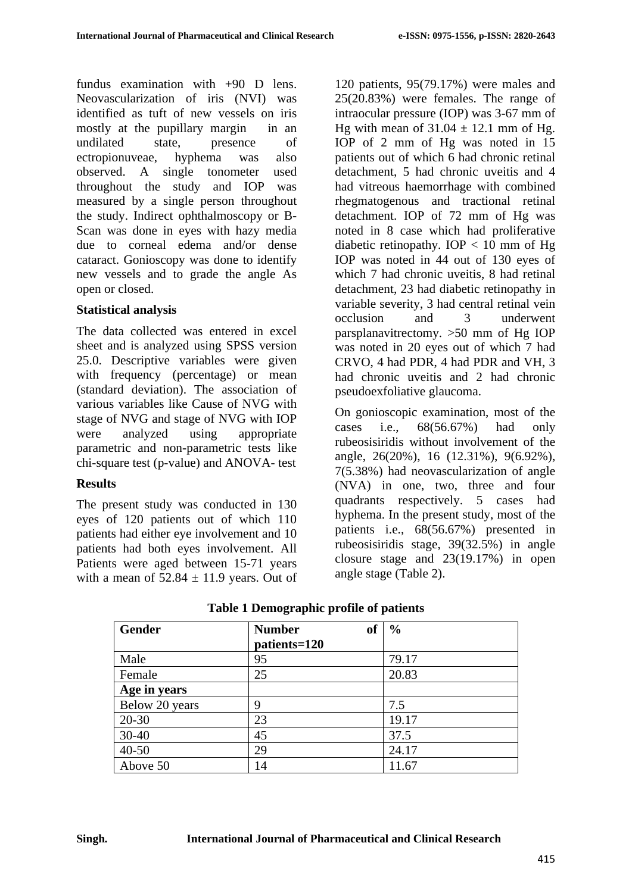fundus examination with +90 D lens. Neovascularization of iris (NVI) was identified as tuft of new vessels on iris mostly at the pupillary margin in an undilated state, presence of ectropionuveae, hyphema was also observed. A single tonometer used throughout the study and IOP was measured by a single person throughout the study. Indirect ophthalmoscopy or B-Scan was done in eyes with hazy media due to corneal edema and/or dense cataract. Gonioscopy was done to identify new vessels and to grade the angle As open or closed.

**Statistical analysis**

The data collected was entered in excel sheet and is analyzed using SPSS version 25.0. Descriptive variables were given with frequency (percentage) or mean (standard deviation). The association of various variables like Cause of NVG with stage of NVG and stage of NVG with IOP were analyzed using appropriate parametric and non-parametric tests like chi-square test (p-value) and ANOVA- test

**Results**

The present study was conducted in 130 eyes of 120 patients out of which 110 patients had either eye involvement and 10 patients had both eyes involvement. All Patients were aged between 15-71 years with a mean of 52.84 ± 11.9 years. Out of 120 patients, 95(79.17%) were males and 25(20.83%) were females. The range of intraocular pressure (IOP) was 3-67 mm of Hg with mean of 31.04 ± 12.1 mm of Hg. IOP of 2 mm of Hg was noted in 15 patients out of which 6 had chronic retinal detachment, 5 had chronic uveitis and 4 had vitreous haemorrhage with combined rhegmatogenous and tractional retinal detachment. IOP of 72 mm of Hg was noted in 8 case which had proliferative diabetic retinopathy. IOP < 10 mm of Hg IOP was noted in 44 out of 130 eyes of which 7 had chronic uveitis, 8 had retinal detachment, 23 had diabetic retinopathy in variable severity, 3 had central retinal vein occlusion and 3 underwent parsplanavitrectomy. >50 mm of Hg IOP was noted in 20 eyes out of which 7 had CRVO, 4 had PDR, 4 had PDR and VH, 3 had chronic uveitis and 2 had chronic pseudoexfoliative glaucoma.

On gonioscopic examination, most of the cases i.e., 68(56.67%) had only rubeosisiridis without involvement of the angle, 26(20%), 16 (12.31%), 9(6.92%), 7(5.38%) had neovascularization of angle (NVA) in one, two, three and four quadrants respectively. 5 cases had hyphema. In the present study, most of the patients i.e., 68(56.67%) presented in rubeosisiridis stage, 39(32.5%) in angle closure stage and 23(19.17%) in open angle stage (Table 2).

**Table 1 Demographic profile of patients**

| Gender | Number of patients=120 | % |
|---|---|---|
| Male | 95 | 79.17 |
| Female | 25 | 20.83 |
| **Age in years** | | |
| Below 20 years | 9 | 7.5 |
| 20-30 | 23 | 19.17 |
| 30-40 | 45 | 37.5 |
| 40-50 | 29 | 24.17 |
| Above 50 | 14 | 11.67 |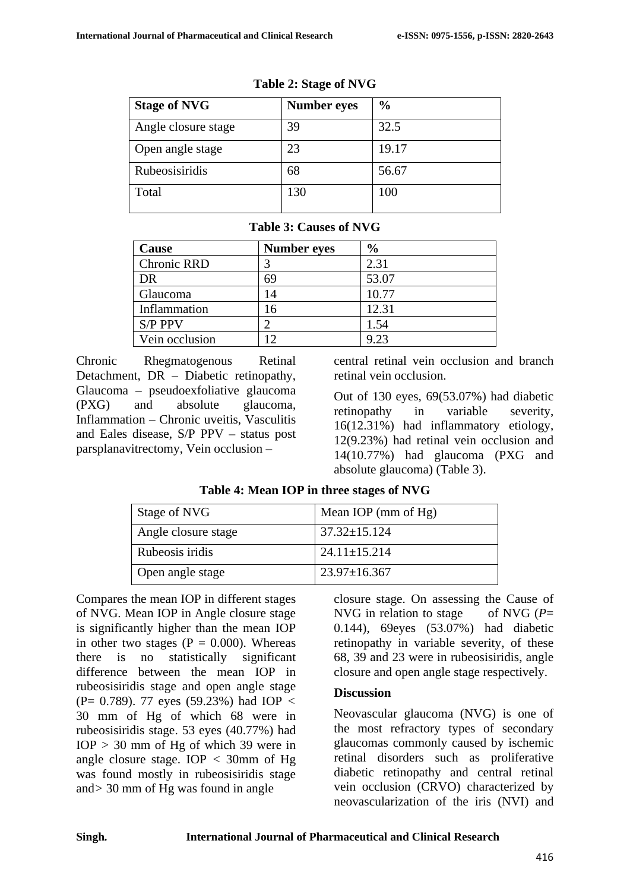**Table 2: Stage of NVG**

| Stage of NVG | Number eyes | % |
|---|---|---|
| Angle closure stage | 39 | 32.5 |
| Open angle stage | 23 | 19.17 |
| Rubeosisiridis | 68 | 56.67 |
| Total | 130 | 100 |

**Table 3: Causes of NVG**

| Cause | Number eyes | % |
|---|---|---|
| Chronic RRD | 3 | 2.31 |
| DR | 69 | 53.07 |
| Glaucoma | 14 | 10.77 |
| Inflammation | 16 | 12.31 |
| S/P PPV | 2 | 1.54 |
| Vein occlusion | 12 | 9.23 |

Chronic Rhegmatogenous Retinal Detachment, DR – Diabetic retinopathy, Glaucoma – pseudoexfoliative glaucoma (PXG) and absolute glaucoma, Inflammation – Chronic uveitis, Vasculitis and Eales disease, S/P PPV – status post parsplanavitrectomy, Vein occlusion – central retinal vein occlusion and branch retinal vein occlusion.

Out of 130 eyes, 69(53.07%) had diabetic retinopathy in variable severity, 16(12.31%) had inflammatory etiology, 12(9.23%) had retinal vein occlusion and 14(10.77%) had glaucoma (PXG and absolute glaucoma) (Table 3).

**Table 4: Mean IOP in three stages of NVG**

| Stage of NVG | Mean IOP (mm of Hg) |
|---|---|
| Angle closure stage | 37.32±15.124 |
| Rubeosis iridis | 24.11±15.214 |
| Open angle stage | 23.97±16.367 |

Compares the mean IOP in different stages of NVG. Mean IOP in Angle closure stage is significantly higher than the mean IOP in other two stages (P = 0.000). Whereas there is no statistically significant difference between the mean IOP in rubeosisiridis stage and open angle stage (P= 0.789). 77 eyes (59.23%) had IOP < 30 mm of Hg of which 68 were in rubeosisiridis stage. 53 eyes (40.77%) had IOP > 30 mm of Hg of which 39 were in angle closure stage. IOP < 30mm of Hg was found mostly in rubeosisiridis stage and> 30 mm of Hg was found in angle closure stage. On assessing the Cause of NVG in relation to stage of NVG (*P*= 0.144), 69eyes (53.07%) had diabetic retinopathy in variable severity, of these 68, 39 and 23 were in rubeosisiridis, angle closure and open angle stage respectively.

## Discussion

Neovascular glaucoma (NVG) is one of the most refractory types of secondary glaucomas commonly caused by ischemic retinal disorders such as proliferative diabetic retinopathy and central retinal vein occlusion (CRVO) characterized by neovascularization of the iris (NVI) and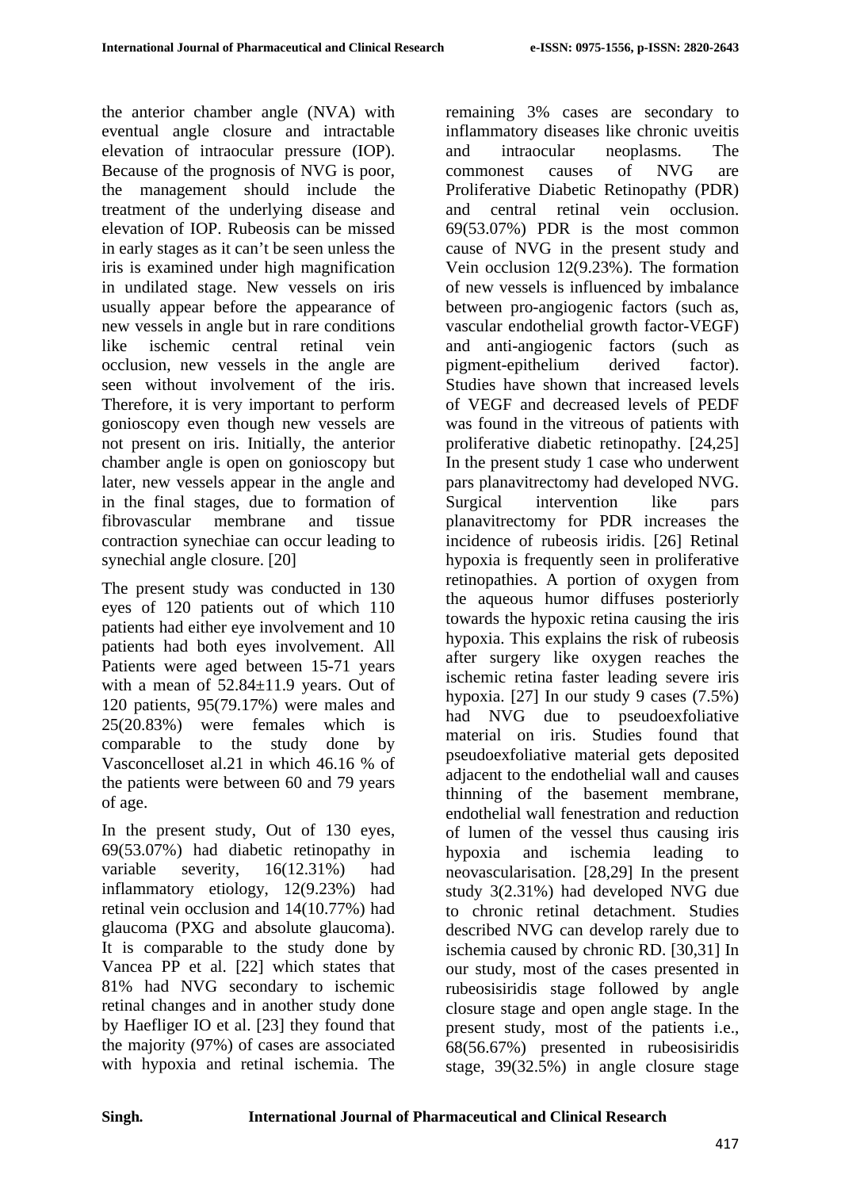the anterior chamber angle (NVA) with eventual angle closure and intractable elevation of intraocular pressure (IOP). Because of the prognosis of NVG is poor, the management should include the treatment of the underlying disease and elevation of IOP. Rubeosis can be missed in early stages as it can't be seen unless the iris is examined under high magnification in undilated stage. New vessels on iris usually appear before the appearance of new vessels in angle but in rare conditions like ischemic central retinal vein occlusion, new vessels in the angle are seen without involvement of the iris. Therefore, it is very important to perform gonioscopy even though new vessels are not present on iris. Initially, the anterior chamber angle is open on gonioscopy but later, new vessels appear in the angle and in the final stages, due to formation of fibrovascular membrane and tissue contraction synechiae can occur leading to synechial angle closure. [20]

The present study was conducted in 130 eyes of 120 patients out of which 110 patients had either eye involvement and 10 patients had both eyes involvement. All Patients were aged between 15-71 years with a mean of 52.84±11.9 years. Out of 120 patients, 95(79.17%) were males and 25(20.83%) were females which is comparable to the study done by Vasconcelloset al.21 in which 46.16 % of the patients were between 60 and 79 years of age.

In the present study, Out of 130 eyes, 69(53.07%) had diabetic retinopathy in variable severity, 16(12.31%) had inflammatory etiology, 12(9.23%) had retinal vein occlusion and 14(10.77%) had glaucoma (PXG and absolute glaucoma). It is comparable to the study done by Vancea PP et al. [22] which states that 81% had NVG secondary to ischemic retinal changes and in another study done by Haefliger IO et al. [23] they found that the majority (97%) of cases are associated with hypoxia and retinal ischemia. The remaining 3% cases are secondary to inflammatory diseases like chronic uveitis and intraocular neoplasms. The commonest causes of NVG are Proliferative Diabetic Retinopathy (PDR) and central retinal vein occlusion. 69(53.07%) PDR is the most common cause of NVG in the present study and Vein occlusion 12(9.23%). The formation of new vessels is influenced by imbalance between pro-angiogenic factors (such as, vascular endothelial growth factor-VEGF) and anti-angiogenic factors (such as pigment-epithelium derived factor). Studies have shown that increased levels of VEGF and decreased levels of PEDF was found in the vitreous of patients with proliferative diabetic retinopathy. [24,25] In the present study 1 case who underwent pars planavitrectomy had developed NVG. Surgical intervention like pars planavitrectomy for PDR increases the incidence of rubeosis iridis. [26] Retinal hypoxia is frequently seen in proliferative retinopathies. A portion of oxygen from the aqueous humor diffuses posteriorly towards the hypoxic retina causing the iris hypoxia. This explains the risk of rubeosis after surgery like oxygen reaches the ischemic retina faster leading severe iris hypoxia. [27] In our study 9 cases (7.5%) had NVG due to pseudoexfoliative material on iris. Studies found that pseudoexfoliative material gets deposited adjacent to the endothelial wall and causes thinning of the basement membrane, endothelial wall fenestration and reduction of lumen of the vessel thus causing iris hypoxia and ischemia leading to neovascularisation. [28,29] In the present study 3(2.31%) had developed NVG due to chronic retinal detachment. Studies described NVG can develop rarely due to ischemia caused by chronic RD. [30,31] In our study, most of the cases presented in rubeosisiridis stage followed by angle closure stage and open angle stage. In the present study, most of the patients i.e., 68(56.67%) presented in rubeosisiridis stage, 39(32.5%) in angle closure stage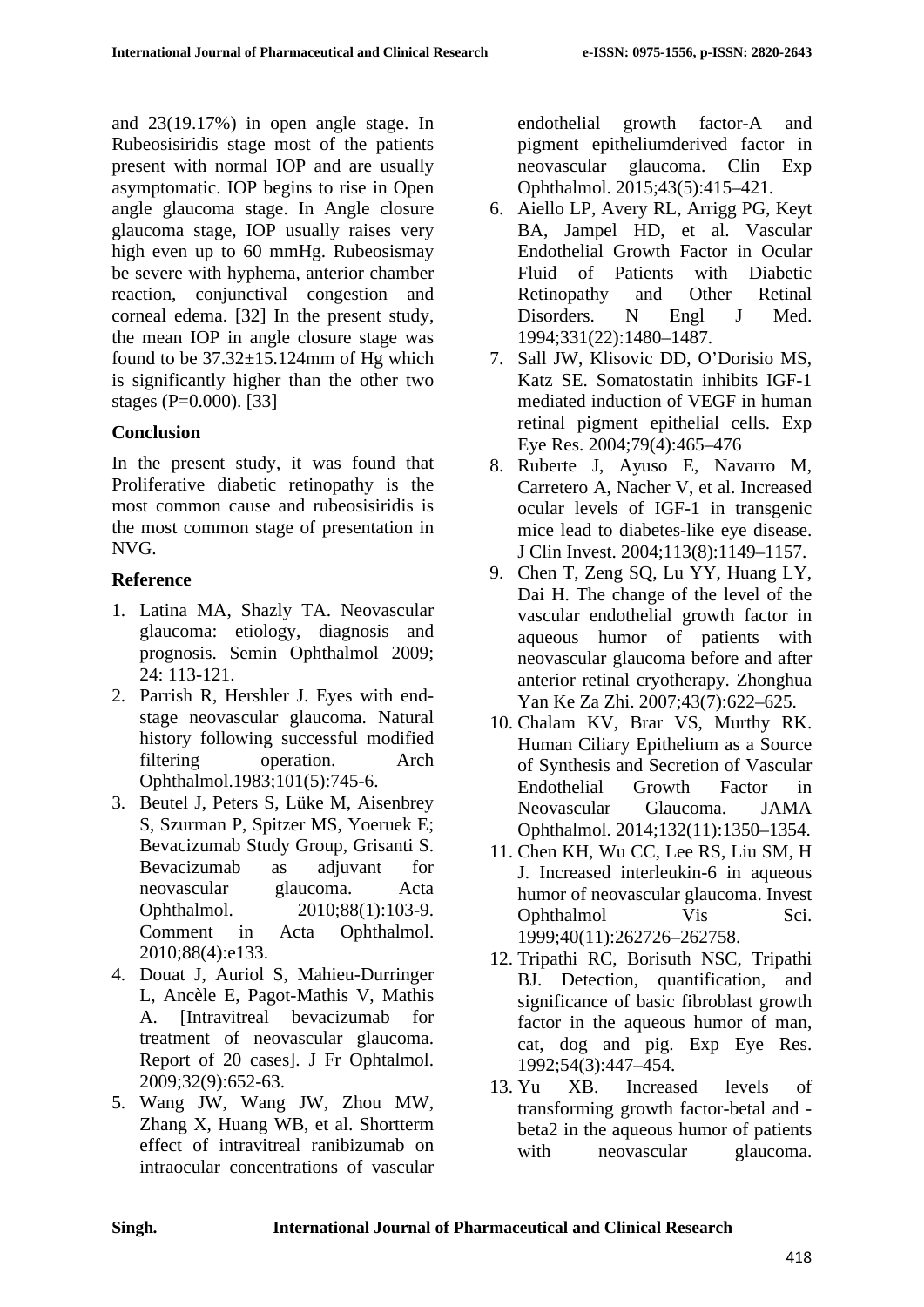and 23(19.17%) in open angle stage. In Rubeosisiridis stage most of the patients present with normal IOP and are usually asymptomatic. IOP begins to rise in Open angle glaucoma stage. In Angle closure glaucoma stage, IOP usually raises very high even up to 60 mmHg. Rubeosismay be severe with hyphema, anterior chamber reaction, conjunctival congestion and corneal edema. [32] In the present study, the mean IOP in angle closure stage was found to be 37.32±15.124mm of Hg which is significantly higher than the other two stages (P=0.000). [33]

## Conclusion

In the present study, it was found that Proliferative diabetic retinopathy is the most common cause and rubeosisiridis is the most common stage of presentation in NVG.

## Reference

1. Latina MA, Shazly TA. Neovascular glaucoma: etiology, diagnosis and prognosis. Semin Ophthalmol 2009; 24: 113-121.
2. Parrish R, Hershler J. Eyes with end-stage neovascular glaucoma. Natural history following successful modified filtering operation. Arch Ophthalmol.1983;101(5):745-6.
3. Beutel J, Peters S, Lüke M, Aisenbrey S, Szurman P, Spitzer MS, Yoeruek E; Bevacizumab Study Group, Grisanti S. Bevacizumab as adjuvant for neovascular glaucoma. Acta Ophthalmol. 2010;88(1):103-9. Comment in Acta Ophthalmol. 2010;88(4):e133.
4. Douat J, Auriol S, Mahieu-Durringer L, Ancèle E, Pagot-Mathis V, Mathis A. [Intravitreal bevacizumab for treatment of neovascular glaucoma. Report of 20 cases]. J Fr Ophtalmol. 2009;32(9):652-63.
5. Wang JW, Wang JW, Zhou MW, Zhang X, Huang WB, et al. Shortterm effect of intravitreal ranibizumab on intraocular concentrations of vascular endothelial growth factor-A and pigment epitheliumderived factor in neovascular glaucoma. Clin Exp Ophthalmol. 2015;43(5):415–421.
6. Aiello LP, Avery RL, Arrigg PG, Keyt BA, Jampel HD, et al. Vascular Endothelial Growth Factor in Ocular Fluid of Patients with Diabetic Retinopathy and Other Retinal Disorders. N Engl J Med. 1994;331(22):1480–1487.
7. Sall JW, Klisovic DD, O'Dorisio MS, Katz SE. Somatostatin inhibits IGF-1 mediated induction of VEGF in human retinal pigment epithelial cells. Exp Eye Res. 2004;79(4):465–476
8. Ruberte J, Ayuso E, Navarro M, Carretero A, Nacher V, et al. Increased ocular levels of IGF-1 in transgenic mice lead to diabetes-like eye disease. J Clin Invest. 2004;113(8):1149–1157.
9. Chen T, Zeng SQ, Lu YY, Huang LY, Dai H. The change of the level of the vascular endothelial growth factor in aqueous humor of patients with neovascular glaucoma before and after anterior retinal cryotherapy. Zhonghua Yan Ke Za Zhi. 2007;43(7):622–625.
10. Chalam KV, Brar VS, Murthy RK. Human Ciliary Epithelium as a Source of Synthesis and Secretion of Vascular Endothelial Growth Factor in Neovascular Glaucoma. JAMA Ophthalmol. 2014;132(11):1350–1354.
11. Chen KH, Wu CC, Lee RS, Liu SM, H J. Increased interleukin-6 in aqueous humor of neovascular glaucoma. Invest Ophthalmol Vis Sci. 1999;40(11):262726–262758.
12. Tripathi RC, Borisuth NSC, Tripathi BJ. Detection, quantification, and significance of basic fibroblast growth factor in the aqueous humor of man, cat, dog and pig. Exp Eye Res. 1992;54(3):447–454.
13. Yu XB. Increased levels of transforming growth factor-betal and -beta2 in the aqueous humor of patients with neovascular glaucoma.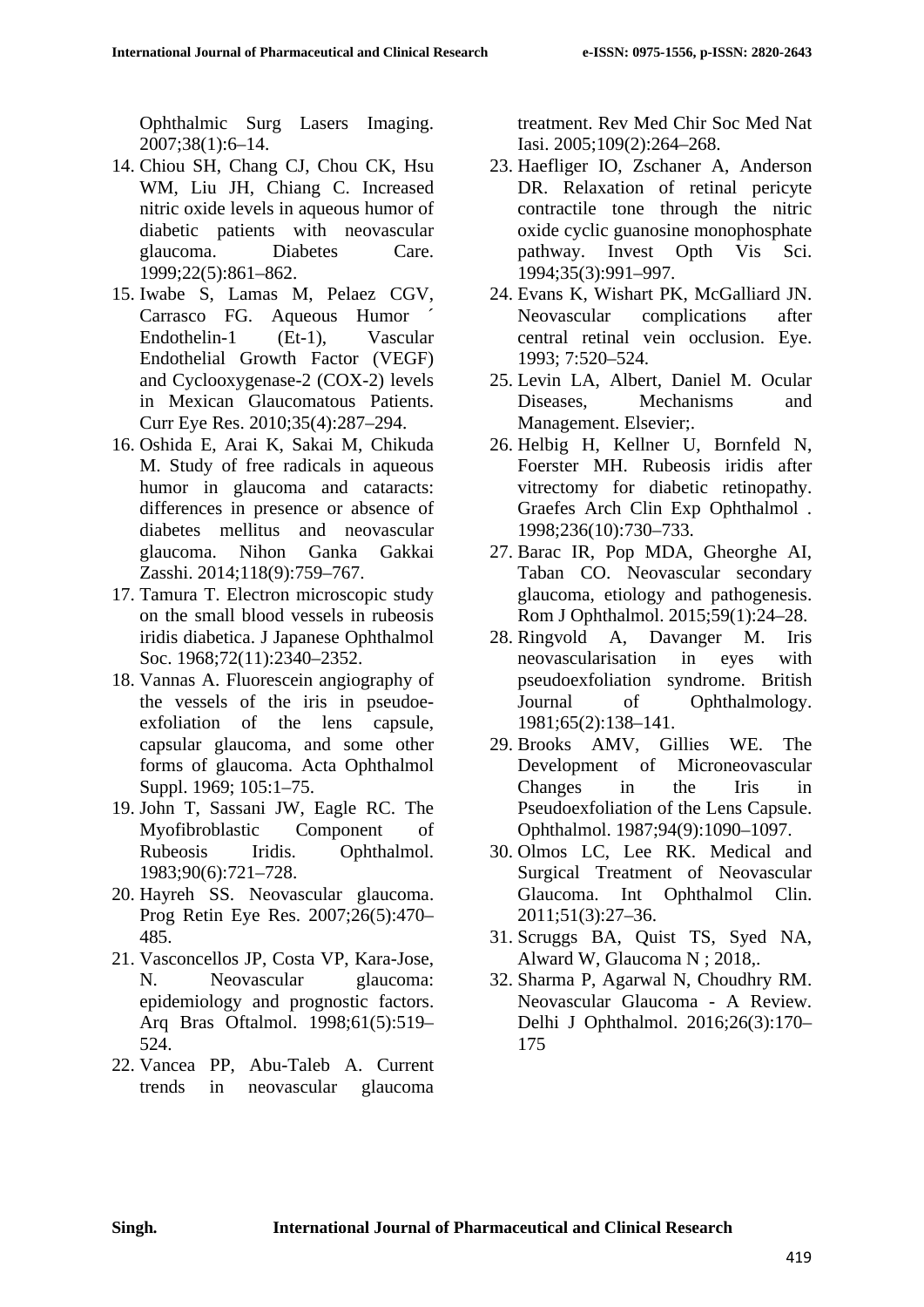Ophthalmic Surg Lasers Imaging. 2007;38(1):6–14.

14. Chiou SH, Chang CJ, Chou CK, Hsu WM, Liu JH, Chiang C. Increased nitric oxide levels in aqueous humor of diabetic patients with neovascular glaucoma. Diabetes Care. 1999;22(5):861–862.
15. Iwabe S, Lamas M, Pelaez CGV, Carrasco FG. Aqueous Humor ´ Endothelin-1 (Et-1), Vascular Endothelial Growth Factor (VEGF) and Cyclooxygenase-2 (COX-2) levels in Mexican Glaucomatous Patients. Curr Eye Res. 2010;35(4):287–294.
16. Oshida E, Arai K, Sakai M, Chikuda M. Study of free radicals in aqueous humor in glaucoma and cataracts: differences in presence or absence of diabetes mellitus and neovascular glaucoma. Nihon Ganka Gakkai Zasshi. 2014;118(9):759–767.
17. Tamura T. Electron microscopic study on the small blood vessels in rubeosis iridis diabetica. J Japanese Ophthalmol Soc. 1968;72(11):2340–2352.
18. Vannas A. Fluorescein angiography of the vessels of the iris in pseudoe-exfoliation of the lens capsule, capsular glaucoma, and some other forms of glaucoma. Acta Ophthalmol Suppl. 1969; 105:1–75.
19. John T, Sassani JW, Eagle RC. The Myofibroblastic Component of Rubeosis Iridis. Ophthalmol. 1983;90(6):721–728.
20. Hayreh SS. Neovascular glaucoma. Prog Retin Eye Res. 2007;26(5):470–485.
21. Vasconcellos JP, Costa VP, Kara-Jose, N. Neovascular glaucoma: epidemiology and prognostic factors. Arq Bras Oftalmol. 1998;61(5):519–524.
22. Vancea PP, Abu-Taleb A. Current trends in neovascular glaucoma treatment. Rev Med Chir Soc Med Nat Iasi. 2005;109(2):264–268.
23. Haefliger IO, Zschaner A, Anderson DR. Relaxation of retinal pericyte contractile tone through the nitric oxide cyclic guanosine monophosphate pathway. Invest Opth Vis Sci. 1994;35(3):991–997.
24. Evans K, Wishart PK, McGalliard JN. Neovascular complications after central retinal vein occlusion. Eye. 1993; 7:520–524.
25. Levin LA, Albert, Daniel M. Ocular Diseases, Mechanisms and Management. Elsevier;.
26. Helbig H, Kellner U, Bornfeld N, Foerster MH. Rubeosis iridis after vitrectomy for diabetic retinopathy. Graefes Arch Clin Exp Ophthalmol . 1998;236(10):730–733.
27. Barac IR, Pop MDA, Gheorghe AI, Taban CO. Neovascular secondary glaucoma, etiology and pathogenesis. Rom J Ophthalmol. 2015;59(1):24–28.
28. Ringvold A, Davanger M. Iris neovascularisation in eyes with pseudoexfoliation syndrome. British Journal of Ophthalmology. 1981;65(2):138–141.
29. Brooks AMV, Gillies WE. The Development of Microneovascular Changes in the Iris in Pseudoexfoliation of the Lens Capsule. Ophthalmol. 1987;94(9):1090–1097.
30. Olmos LC, Lee RK. Medical and Surgical Treatment of Neovascular Glaucoma. Int Ophthalmol Clin. 2011;51(3):27–36.
31. Scruggs BA, Quist TS, Syed NA, Alward W, Glaucoma N ; 2018,.
32. Sharma P, Agarwal N, Choudhry RM. Neovascular Glaucoma - A Review. Delhi J Ophthalmol. 2016;26(3):170–175